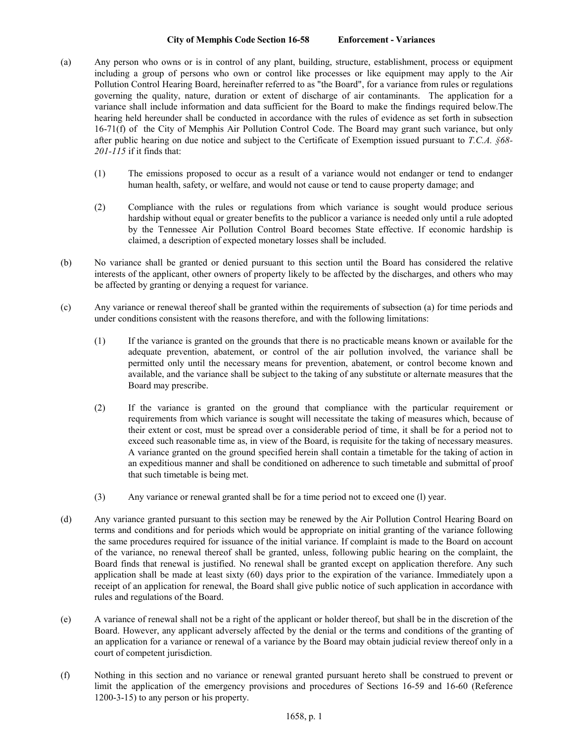**City of Memphis Code Section 16-58 Enforcement - Variances**

(a) Any person who owns or is in control of any plant, building, structure, establishment, process or equipment including a group of persons who own or control like processes or like equipment may apply to the Air Pollution Control Hearing Board, hereinafter referred to as "the Board", for a variance from rules or regulations governing the quality, nature, duration or extent of discharge of air contaminants. The application for a variance shall include information and data sufficient for the Board to make the findings required below.The hearing held hereunder shall be conducted in accordance with the rules of evidence as set forth in subsection 16-71(f) of the City of Memphis Air Pollution Control Code. The Board may grant such variance, but only after public hearing on due notice and subject to the Certificate of Exemption issued pursuant to *T.C.A. §68-201-115* if it finds that:

(1) The emissions proposed to occur as a result of a variance would not endanger or tend to endanger human health, safety, or welfare, and would not cause or tend to cause property damage; and

(2) Compliance with the rules or regulations from which variance is sought would produce serious hardship without equal or greater benefits to the publicor a variance is needed only until a rule adopted by the Tennessee Air Pollution Control Board becomes State effective. If economic hardship is claimed, a description of expected monetary losses shall be included.

(b) No variance shall be granted or denied pursuant to this section until the Board has considered the relative interests of the applicant, other owners of property likely to be affected by the discharges, and others who may be affected by granting or denying a request for variance.

(c) Any variance or renewal thereof shall be granted within the requirements of subsection (a) for time periods and under conditions consistent with the reasons therefore, and with the following limitations:

(1) If the variance is granted on the grounds that there is no practicable means known or available for the adequate prevention, abatement, or control of the air pollution involved, the variance shall be permitted only until the necessary means for prevention, abatement, or control become known and available, and the variance shall be subject to the taking of any substitute or alternate measures that the Board may prescribe.

(2) If the variance is granted on the ground that compliance with the particular requirement or requirements from which variance is sought will necessitate the taking of measures which, because of their extent or cost, must be spread over a considerable period of time, it shall be for a period not to exceed such reasonable time as, in view of the Board, is requisite for the taking of necessary measures. A variance granted on the ground specified herein shall contain a timetable for the taking of action in an expeditious manner and shall be conditioned on adherence to such timetable and submittal of proof that such timetable is being met.

(3) Any variance or renewal granted shall be for a time period not to exceed one (l) year.

(d) Any variance granted pursuant to this section may be renewed by the Air Pollution Control Hearing Board on terms and conditions and for periods which would be appropriate on initial granting of the variance following the same procedures required for issuance of the initial variance. If complaint is made to the Board on account of the variance, no renewal thereof shall be granted, unless, following public hearing on the complaint, the Board finds that renewal is justified. No renewal shall be granted except on application therefore. Any such application shall be made at least sixty (60) days prior to the expiration of the variance. Immediately upon a receipt of an application for renewal, the Board shall give public notice of such application in accordance with rules and regulations of the Board.

(e) A variance of renewal shall not be a right of the applicant or holder thereof, but shall be in the discretion of the Board. However, any applicant adversely affected by the denial or the terms and conditions of the granting of an application for a variance or renewal of a variance by the Board may obtain judicial review thereof only in a court of competent jurisdiction.

(f) Nothing in this section and no variance or renewal granted pursuant hereto shall be construed to prevent or limit the application of the emergency provisions and procedures of Sections 16-59 and 16-60 (Reference 1200-3-15) to any person or his property.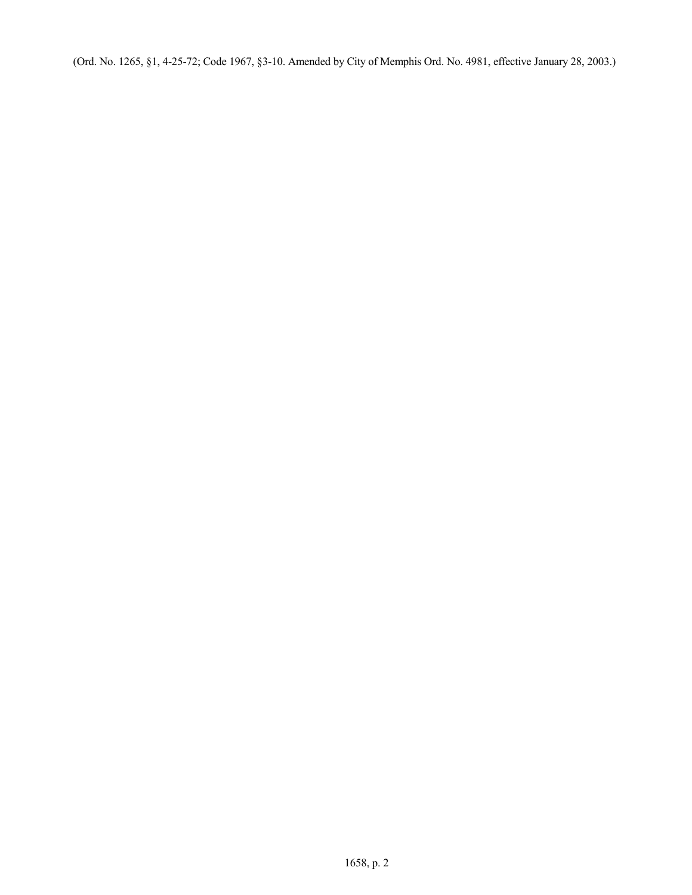(Ord. No. 1265, §1, 4-25-72; Code 1967, §3-10. Amended by City of Memphis Ord. No. 4981, effective January 28, 2003.)